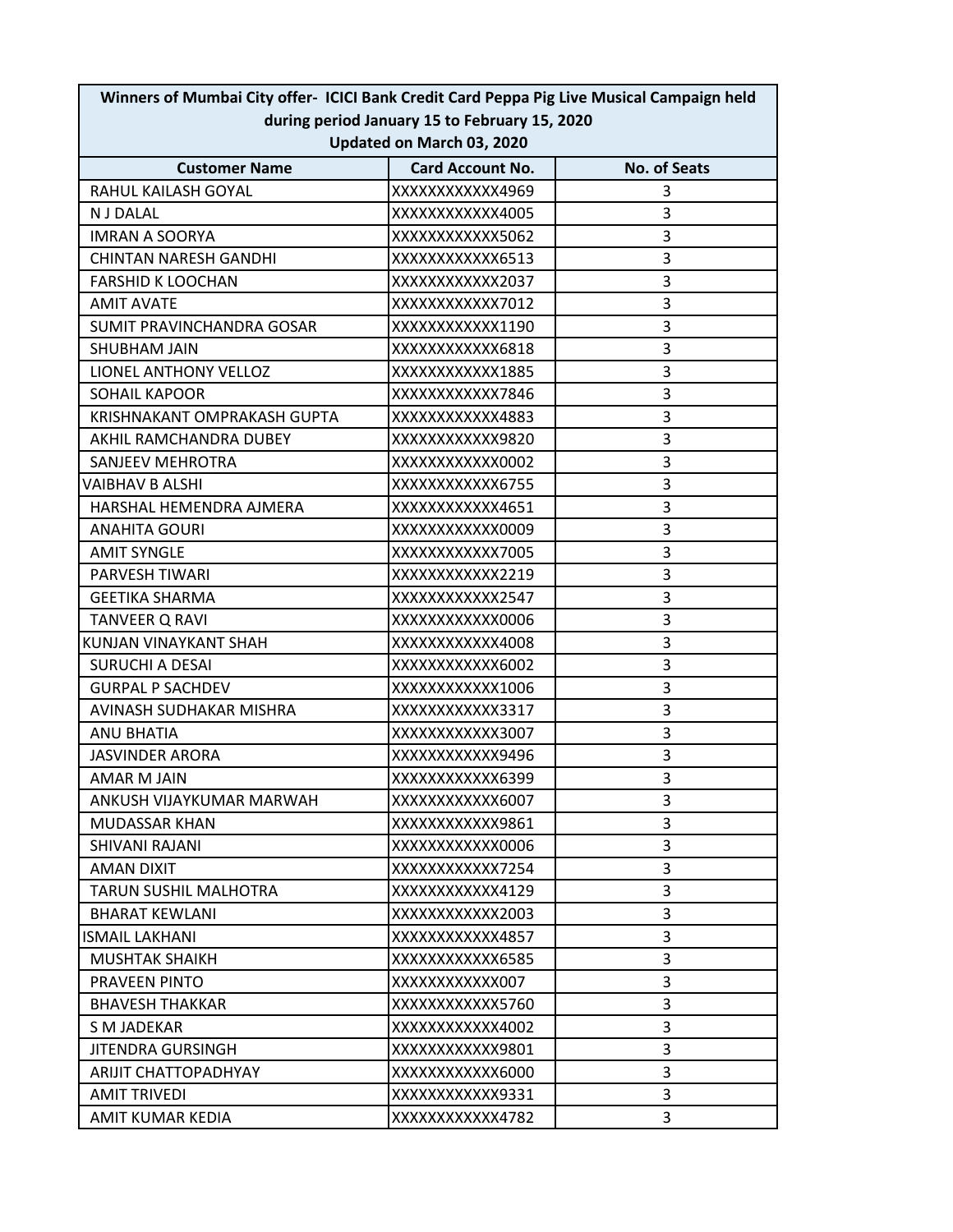| Winners of Mumbai City offer- ICICI Bank Credit Card Peppa Pig Live Musical Campaign held during period January 15 to February 15, 2020 Updated on March 03, 2020 | | |
|---|---|---|
| **Customer Name** | **Card Account No.** | **No. of Seats** |
| RAHUL KAILASH GOYAL | XXXXXXXXXXXX4969 | 3 |
| N J DALAL | XXXXXXXXXXXX4005 | 3 |
| IMRAN A SOORYA | XXXXXXXXXXXX5062 | 3 |
| CHINTAN NARESH GANDHI | XXXXXXXXXXXX6513 | 3 |
| FARSHID K LOOCHAN | XXXXXXXXXXXX2037 | 3 |
| AMIT AVATE | XXXXXXXXXXXX7012 | 3 |
| SUMIT PRAVINCHANDRA GOSAR | XXXXXXXXXXXX1190 | 3 |
| SHUBHAM JAIN | XXXXXXXXXXXX6818 | 3 |
| LIONEL ANTHONY VELLOZ | XXXXXXXXXXXX1885 | 3 |
| SOHAIL KAPOOR | XXXXXXXXXXXX7846 | 3 |
| KRISHNAKANT OMPRAKASH GUPTA | XXXXXXXXXXXX4883 | 3 |
| AKHIL RAMCHANDRA DUBEY | XXXXXXXXXXXX9820 | 3 |
| SANJEEV MEHROTRA | XXXXXXXXXXXX0002 | 3 |
| VAIBHAV B ALSHI | XXXXXXXXXXXX6755 | 3 |
| HARSHAL HEMENDRA AJMERA | XXXXXXXXXXXX4651 | 3 |
| ANAHITA GOURI | XXXXXXXXXXXX0009 | 3 |
| AMIT SYNGLE | XXXXXXXXXXXX7005 | 3 |
| PARVESH TIWARI | XXXXXXXXXXXX2219 | 3 |
| GEETIKA SHARMA | XXXXXXXXXXXX2547 | 3 |
| TANVEER Q RAVI | XXXXXXXXXXXX0006 | 3 |
| KUNJAN VINAYKANT SHAH | XXXXXXXXXXXX4008 | 3 |
| SURUCHI A DESAI | XXXXXXXXXXXX6002 | 3 |
| GURPAL P SACHDEV | XXXXXXXXXXXX1006 | 3 |
| AVINASH SUDHAKAR MISHRA | XXXXXXXXXXXX3317 | 3 |
| ANU BHATIA | XXXXXXXXXXXX3007 | 3 |
| JASVINDER ARORA | XXXXXXXXXXXX9496 | 3 |
| AMAR M JAIN | XXXXXXXXXXXX6399 | 3 |
| ANKUSH VIJAYKUMAR MARWAH | XXXXXXXXXXXX6007 | 3 |
| MUDASSAR KHAN | XXXXXXXXXXXX9861 | 3 |
| SHIVANI RAJANI | XXXXXXXXXXXX0006 | 3 |
| AMAN DIXIT | XXXXXXXXXXXX7254 | 3 |
| TARUN SUSHIL MALHOTRA | XXXXXXXXXXXX4129 | 3 |
| BHARAT KEWLANI | XXXXXXXXXXXX2003 | 3 |
| ISMAIL LAKHANI | XXXXXXXXXXXX4857 | 3 |
| MUSHTAK SHAIKH | XXXXXXXXXXXX6585 | 3 |
| PRAVEEN PINTO | XXXXXXXXXXXX007 | 3 |
| BHAVESH THAKKAR | XXXXXXXXXXXX5760 | 3 |
| S M JADEKAR | XXXXXXXXXXXX4002 | 3 |
| JITENDRA GURSINGH | XXXXXXXXXXXX9801 | 3 |
| ARIJIT CHATTOPADHYAY | XXXXXXXXXXXX6000 | 3 |
| AMIT TRIVEDI | XXXXXXXXXXXX9331 | 3 |
| AMIT KUMAR KEDIA | XXXXXXXXXXXX4782 | 3 |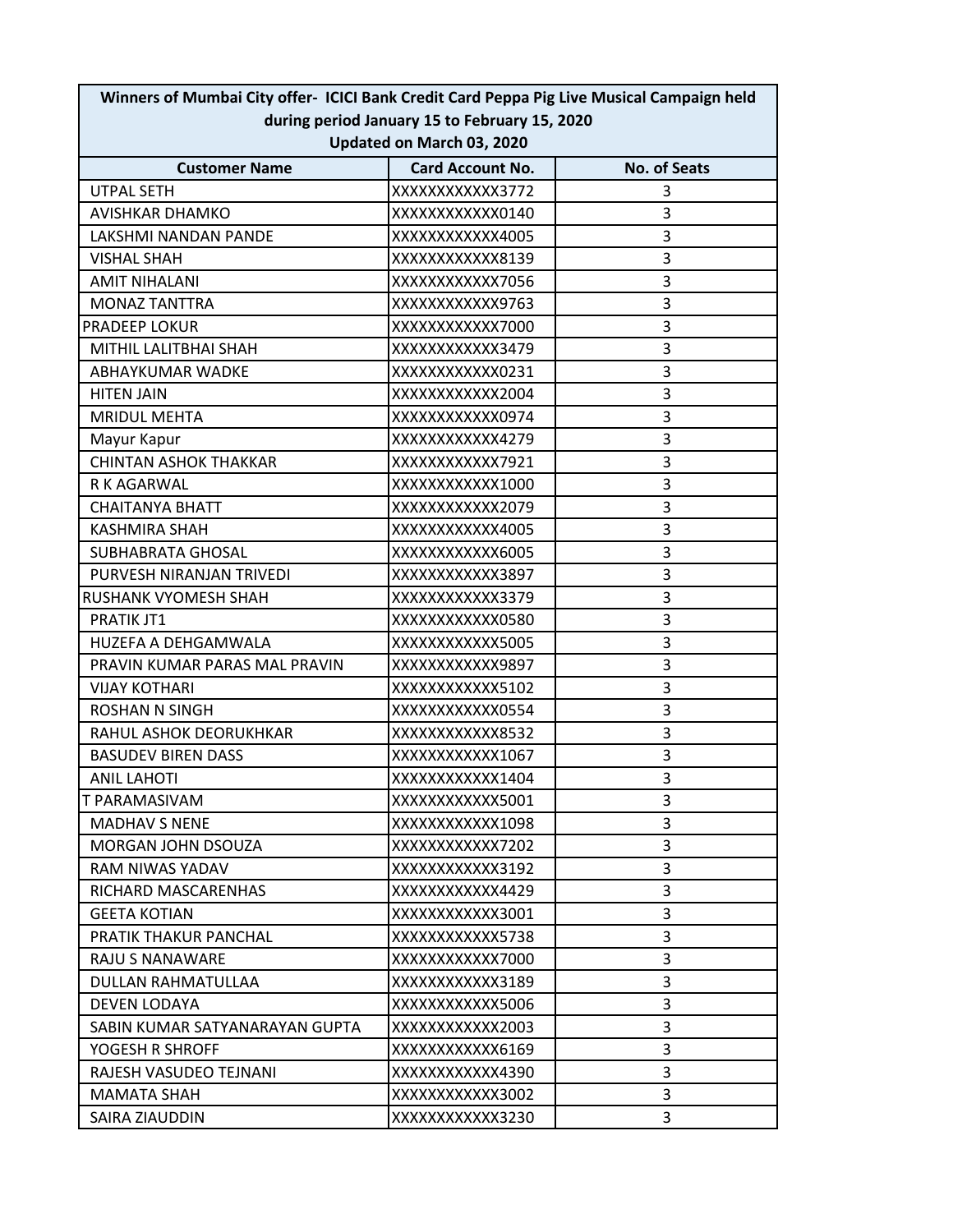| Winners of Mumbai City offer- ICICI Bank Credit Card Peppa Pig Live Musical Campaign held during period January 15 to February 15, 2020 Updated on March 03, 2020 | | |
|---|---|---|
| **Customer Name** | **Card Account No.** | **No. of Seats** |
| UTPAL SETH | XXXXXXXXXXXX3772 | 3 |
| AVISHKAR DHAMKO | XXXXXXXXXXXX0140 | 3 |
| LAKSHMI NANDAN PANDE | XXXXXXXXXXXX4005 | 3 |
| VISHAL SHAH | XXXXXXXXXXXX8139 | 3 |
| AMIT NIHALANI | XXXXXXXXXXXX7056 | 3 |
| MONAZ TANTTRA | XXXXXXXXXXXX9763 | 3 |
| PRADEEP LOKUR | XXXXXXXXXXXX7000 | 3 |
| MITHIL LALITBHAI SHAH | XXXXXXXXXXXX3479 | 3 |
| ABHAYKUMAR WADKE | XXXXXXXXXXXX0231 | 3 |
| HITEN JAIN | XXXXXXXXXXXX2004 | 3 |
| MRIDUL MEHTA | XXXXXXXXXXXX0974 | 3 |
| Mayur Kapur | XXXXXXXXXXXX4279 | 3 |
| CHINTAN ASHOK THAKKAR | XXXXXXXXXXXX7921 | 3 |
| R K AGARWAL | XXXXXXXXXXXX1000 | 3 |
| CHAITANYA BHATT | XXXXXXXXXXXX2079 | 3 |
| KASHMIRA SHAH | XXXXXXXXXXXX4005 | 3 |
| SUBHABRATA GHOSAL | XXXXXXXXXXXX6005 | 3 |
| PURVESH NIRANJAN TRIVEDI | XXXXXXXXXXXX3897 | 3 |
| RUSHANK VYOMESH SHAH | XXXXXXXXXXXX3379 | 3 |
| PRATIK JT1 | XXXXXXXXXXXX0580 | 3 |
| HUZEFA A DEHGAMWALA | XXXXXXXXXXXX5005 | 3 |
| PRAVIN KUMAR PARAS MAL PRAVIN | XXXXXXXXXXXX9897 | 3 |
| VIJAY KOTHARI | XXXXXXXXXXXX5102 | 3 |
| ROSHAN N SINGH | XXXXXXXXXXXX0554 | 3 |
| RAHUL ASHOK DEORUKHKAR | XXXXXXXXXXXX8532 | 3 |
| BASUDEV BIREN DASS | XXXXXXXXXXXX1067 | 3 |
| ANIL LAHOTI | XXXXXXXXXXXX1404 | 3 |
| T PARAMASIVAM | XXXXXXXXXXXX5001 | 3 |
| MADHAV S NENE | XXXXXXXXXXXX1098 | 3 |
| MORGAN JOHN DSOUZA | XXXXXXXXXXXX7202 | 3 |
| RAM NIWAS YADAV | XXXXXXXXXXXX3192 | 3 |
| RICHARD MASCARENHAS | XXXXXXXXXXXX4429 | 3 |
| GEETA KOTIAN | XXXXXXXXXXXX3001 | 3 |
| PRATIK THAKUR PANCHAL | XXXXXXXXXXXX5738 | 3 |
| RAJU S NANAWARE | XXXXXXXXXXXX7000 | 3 |
| DULLAN RAHMATULLAA | XXXXXXXXXXXX3189 | 3 |
| DEVEN LODAYA | XXXXXXXXXXXX5006 | 3 |
| SABIN KUMAR SATYANARAYAN GUPTA | XXXXXXXXXXXX2003 | 3 |
| YOGESH R SHROFF | XXXXXXXXXXXX6169 | 3 |
| RAJESH VASUDEO TEJNANI | XXXXXXXXXXXX4390 | 3 |
| MAMATA SHAH | XXXXXXXXXXXX3002 | 3 |
| SAIRA ZIAUDDIN | XXXXXXXXXXXX3230 | 3 |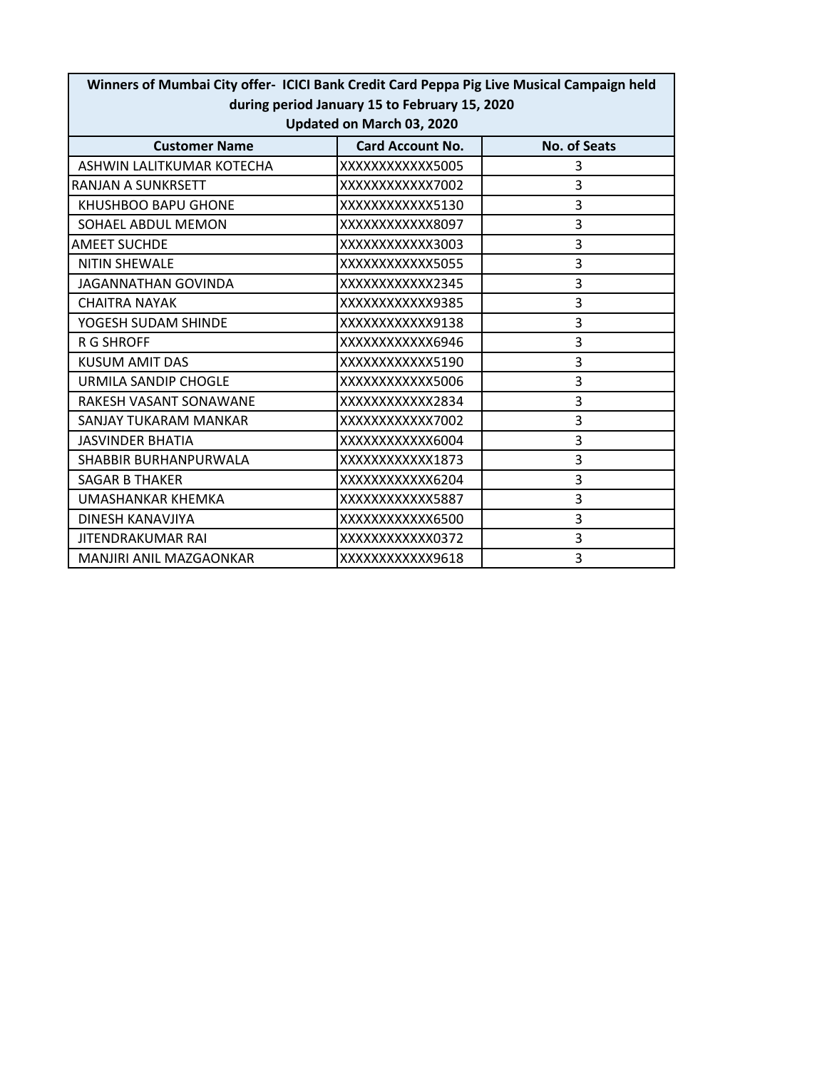**Winners of Mumbai City offer- ICICI Bank Credit Card Peppa Pig Live Musical Campaign held during period January 15 to February 15, 2020**
**Updated on March 03, 2020**

| Customer Name | Card Account No. | No. of Seats |
|---|---|---|
| ASHWIN LALITKUMAR KOTECHA | XXXXXXXXXXXX5005 | 3 |
| RANJAN A SUNKRSETT | XXXXXXXXXXXX7002 | 3 |
| KHUSHBOO BAPU GHONE | XXXXXXXXXXXX5130 | 3 |
| SOHAEL ABDUL MEMON | XXXXXXXXXXXX8097 | 3 |
| AMEET SUCHDE | XXXXXXXXXXXX3003 | 3 |
| NITIN SHEWALE | XXXXXXXXXXXX5055 | 3 |
| JAGANNATHAN GOVINDA | XXXXXXXXXXXX2345 | 3 |
| CHAITRA NAYAK | XXXXXXXXXXXX9385 | 3 |
| YOGESH SUDAM SHINDE | XXXXXXXXXXXX9138 | 3 |
| R G SHROFF | XXXXXXXXXXXX6946 | 3 |
| KUSUM AMIT DAS | XXXXXXXXXXXX5190 | 3 |
| URMILA SANDIP CHOGLE | XXXXXXXXXXXX5006 | 3 |
| RAKESH VASANT SONAWANE | XXXXXXXXXXXX2834 | 3 |
| SANJAY TUKARAM MANKAR | XXXXXXXXXXXX7002 | 3 |
| JASVINDER BHATIA | XXXXXXXXXXXX6004 | 3 |
| SHABBIR BURHANPURWALA | XXXXXXXXXXXX1873 | 3 |
| SAGAR B THAKER | XXXXXXXXXXXX6204 | 3 |
| UMASHANKAR KHEMKA | XXXXXXXXXXXX5887 | 3 |
| DINESH KANAVJIYA | XXXXXXXXXXXX6500 | 3 |
| JITENDRAKUMAR RAI | XXXXXXXXXXXX0372 | 3 |
| MANJIRI ANIL MAZGAONKAR | XXXXXXXXXXXX9618 | 3 |